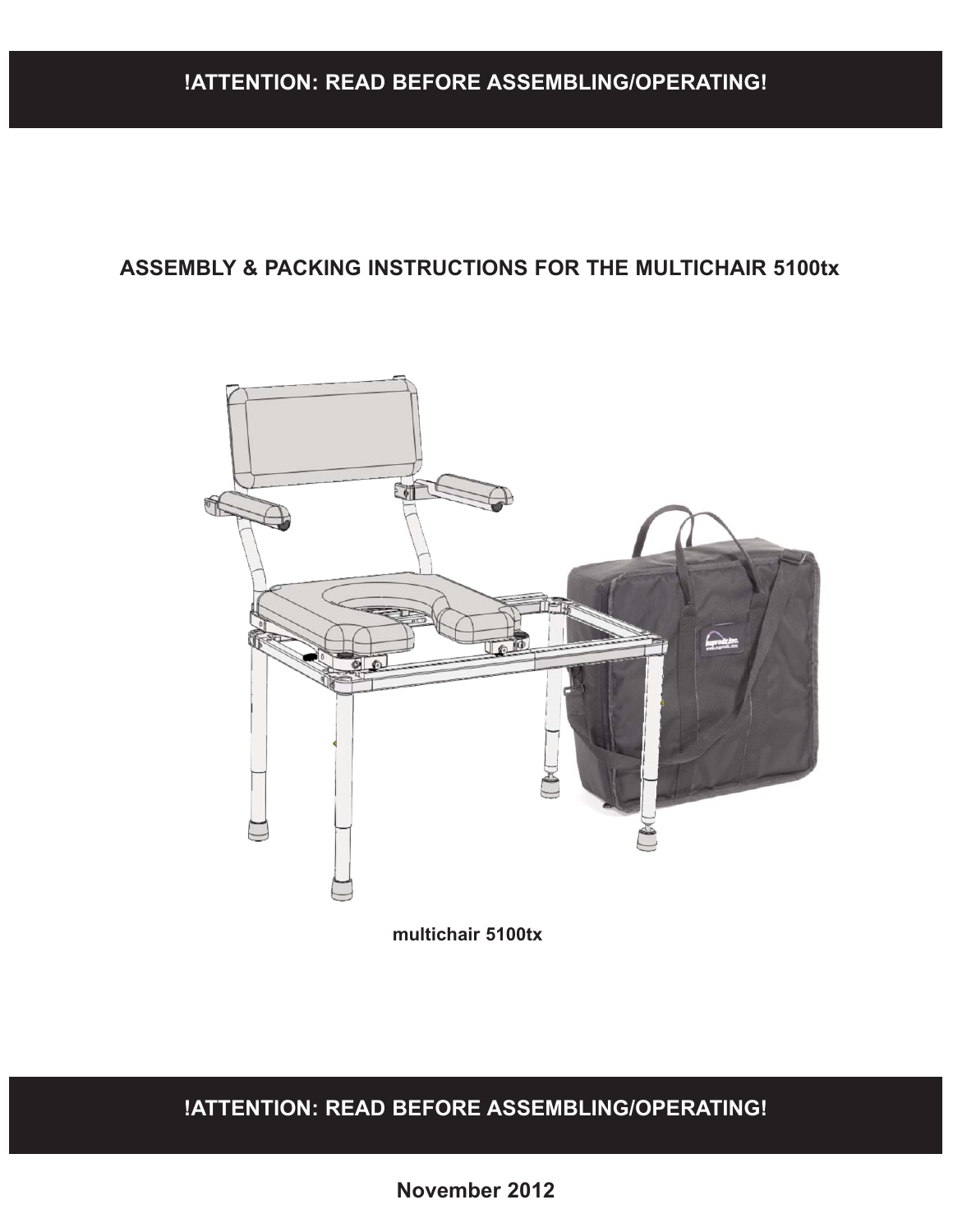**!ATTENTION: READ BEFORE ASSEMBLING/OPERATING!**

# ASSEMBLY & PACKING INSTRUCTIONS FOR THE MULTICHAIR 5100tx

**multichair 5100tx**

**!ATTENTION: READ BEFORE ASSEMBLING/OPERATING!**

**November 2012**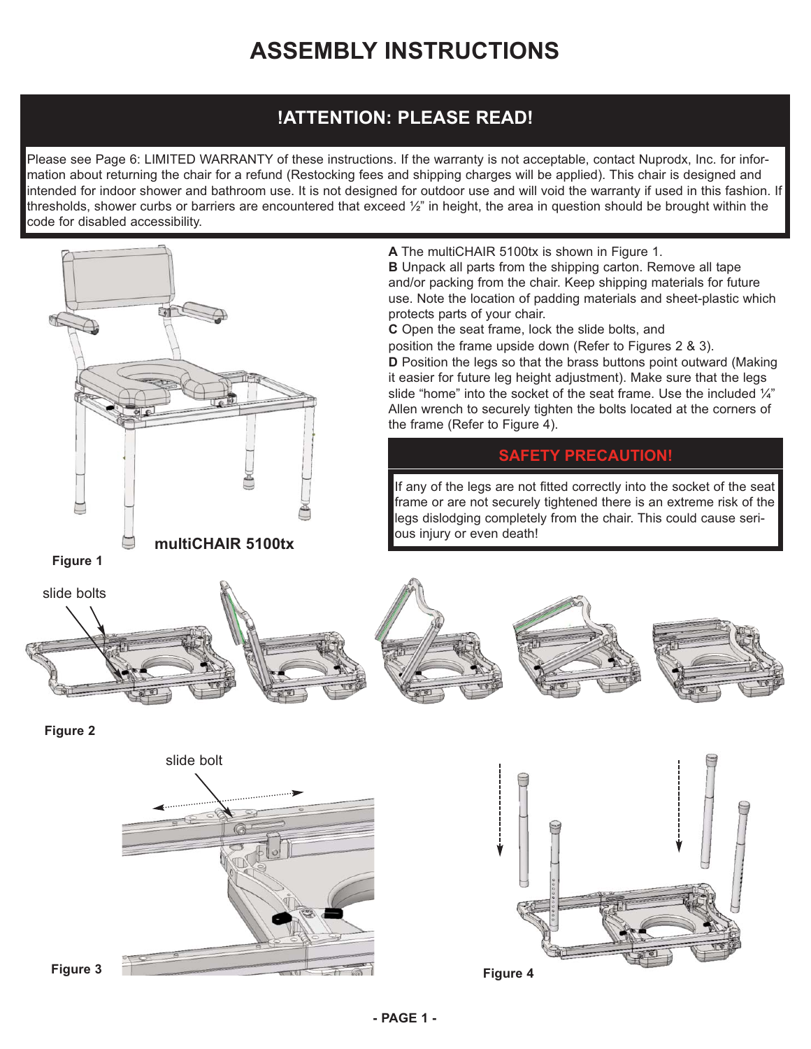# ASSEMBLY INSTRUCTIONS

## !ATTENTION: PLEASE READ!

Please see Page 6: LIMITED WARRANTY of these instructions. If the warranty is not acceptable, contact Nuprodx, Inc. for information about returning the chair for a refund (Restocking fees and shipping charges will be applied). This chair is designed and intended for indoor shower and bathroom use. It is not designed for outdoor use and will void the warranty if used in this fashion. If thresholds, shower curbs or barriers are encountered that exceed ½" in height, the area in question should be brought within the code for disabled accessibility.

**A** The multiCHAIR 5100tx is shown in Figure 1.

**B** Unpack all parts from the shipping carton. Remove all tape and/or packing from the chair. Keep shipping materials for future use. Note the location of padding materials and sheet-plastic which protects parts of your chair.

**C** Open the seat frame, lock the slide bolts, and position the frame upside down (Refer to Figures 2 & 3).

**D** Position the legs so that the brass buttons point outward (Making it easier for future leg height adjustment). Make sure that the legs slide "home" into the socket of the seat frame. Use the included ¼" Allen wrench to securely tighten the bolts located at the corners of the frame (Refer to Figure 4).

## SAFETY PRECAUTION!

If any of the legs are not fitted correctly into the socket of the seat frame or are not securely tightened there is an extreme risk of the legs dislodging completely from the chair. This could cause serious injury or even death!

**multiCHAIR 5100tx**

**Figure 1**

slide bolts

**Figure 2**

slide bolt

**Figure 3**

**Figure 4**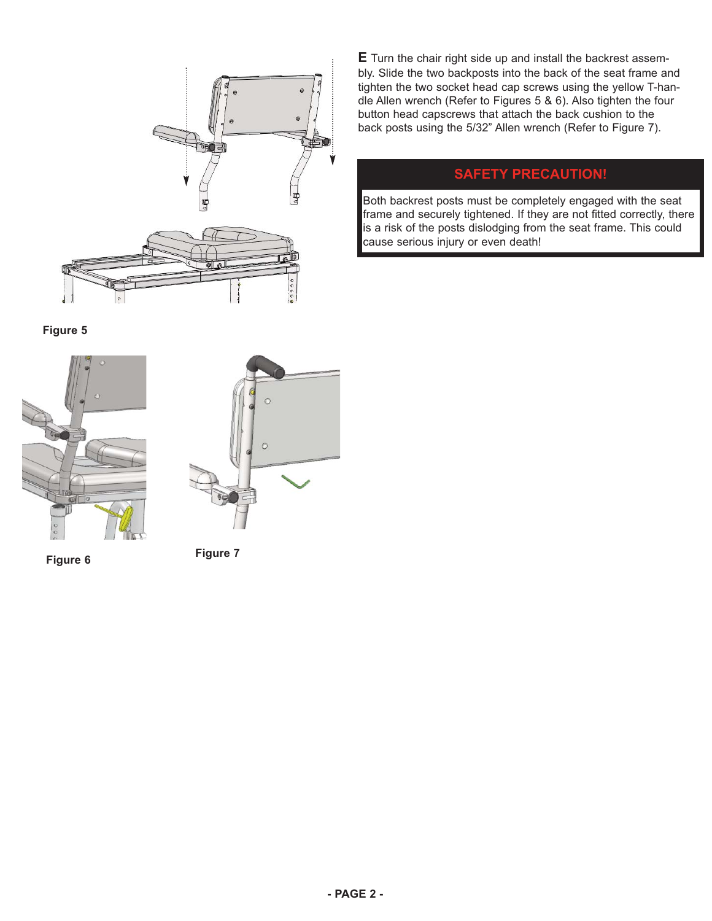Figure 5

Figure 6

Figure 7

**E** Turn the chair right side up and install the backrest assembly. Slide the two backposts into the back of the seat frame and tighten the two socket head cap screws using the yellow T-handle Allen wrench (Refer to Figures 5 & 6). Also tighten the four button head capscrews that attach the back cushion to the back posts using the 5/32” Allen wrench (Refer to Figure 7).

## SAFETY PRECAUTION!

Both backrest posts must be completely engaged with the seat frame and securely tightened. If they are not fitted correctly, there is a risk of the posts dislodging from the seat frame. This could cause serious injury or even death!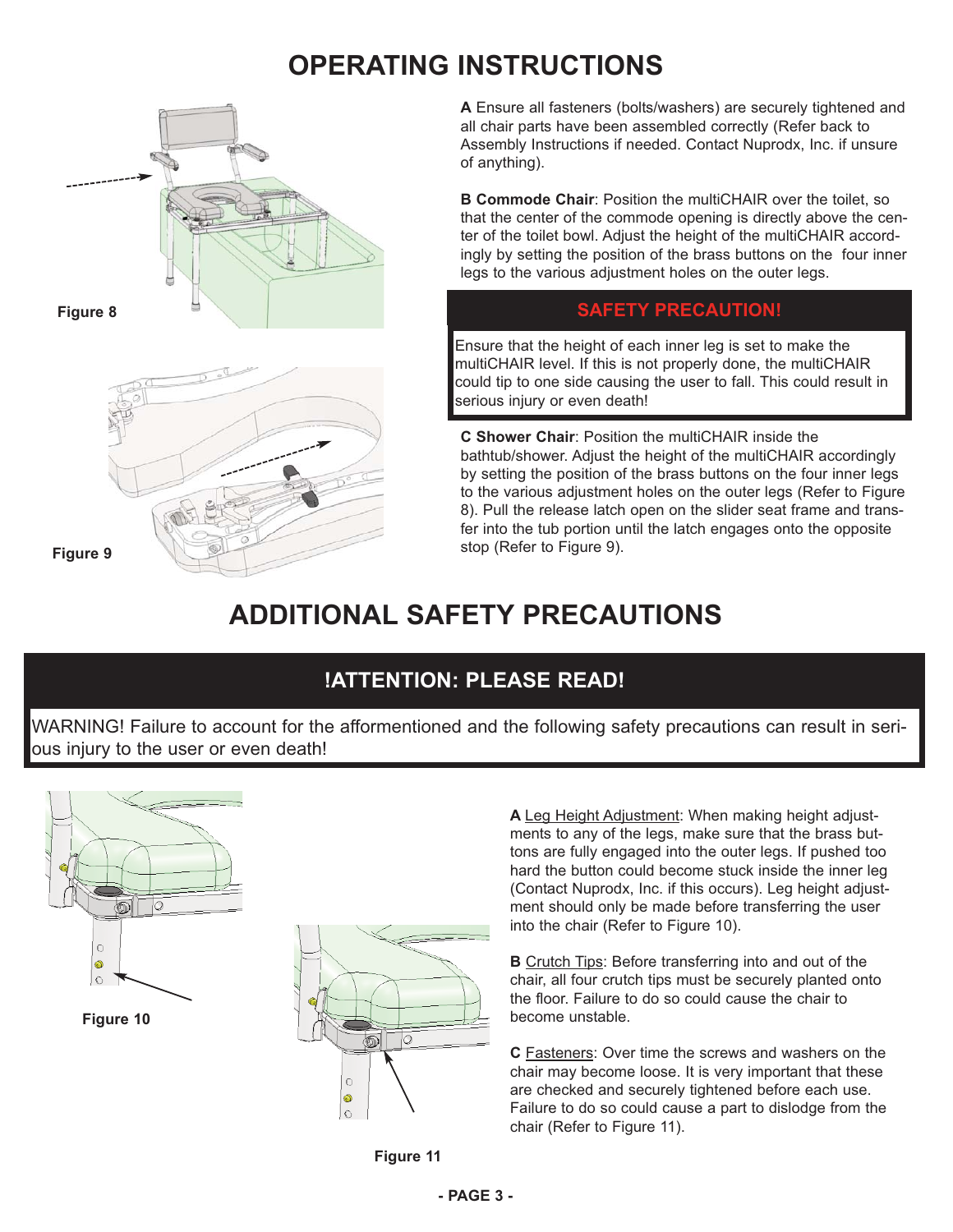# OPERATING INSTRUCTIONS

Figure 8

Figure 9

**A** Ensure all fasteners (bolts/washers) are securely tightened and all chair parts have been assembled correctly (Refer back to Assembly Instructions if needed. Contact Nuprodx, Inc. if unsure of anything).

**B Commode Chair**: Position the multiCHAIR over the toilet, so that the center of the commode opening is directly above the center of the toilet bowl. Adjust the height of the multiCHAIR accordingly by setting the position of the brass buttons on the four inner legs to the various adjustment holes on the outer legs.

**SAFETY PRECAUTION!**

Ensure that the height of each inner leg is set to make the multiCHAIR level. If this is not properly done, the multiCHAIR could tip to one side causing the user to fall. This could result in serious injury or even death!

**C Shower Chair**: Position the multiCHAIR inside the bathtub/shower. Adjust the height of the multiCHAIR accordingly by setting the position of the brass buttons on the four inner legs to the various adjustment holes on the outer legs (Refer to Figure 8). Pull the release latch open on the slider seat frame and transfer into the tub portion until the latch engages onto the opposite stop (Refer to Figure 9).

# ADDITIONAL SAFETY PRECAUTIONS

**!ATTENTION: PLEASE READ!**

WARNING! Failure to account for the afformentioned and the following safety precautions can result in serious injury to the user or even death!

Figure 10

Figure 11

**A** Leg Height Adjustment: When making height adjustments to any of the legs, make sure that the brass buttons are fully engaged into the outer legs. If pushed too hard the button could become stuck inside the inner leg (Contact Nuprodx, Inc. if this occurs). Leg height adjustment should only be made before transferring the user into the chair (Refer to Figure 10).

**B** Crutch Tips: Before transferring into and out of the chair, all four crutch tips must be securely planted onto the floor. Failure to do so could cause the chair to become unstable.

**C** Fasteners: Over time the screws and washers on the chair may become loose. It is very important that these are checked and securely tightened before each use. Failure to do so could cause a part to dislodge from the chair (Refer to Figure 11).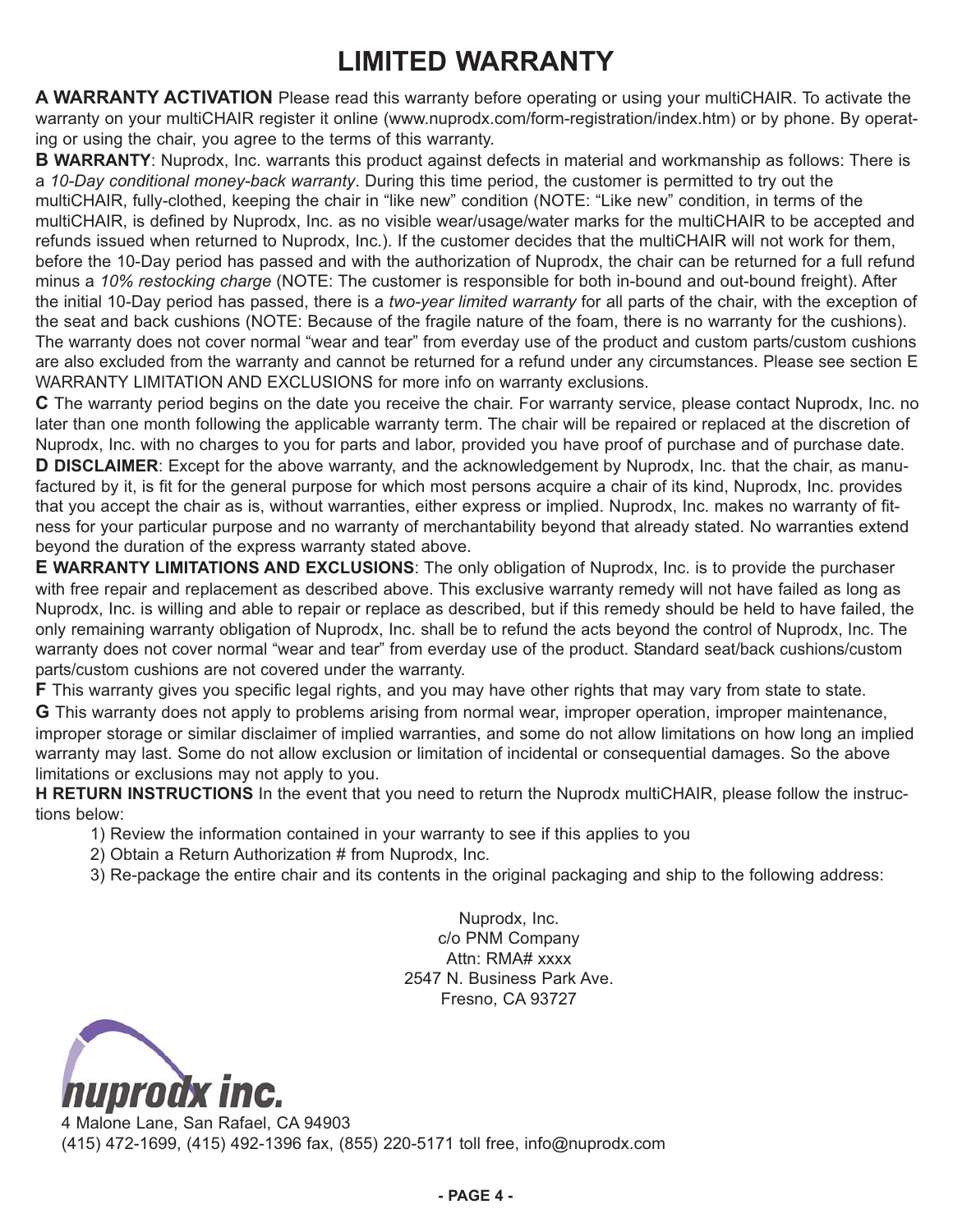# LIMITED WARRANTY

**A WARRANTY ACTIVATION** Please read this warranty before operating or using your multiCHAIR. To activate the warranty on your multiCHAIR register it online (www.nuprodx.com/form-registration/index.htm) or by phone. By operating or using the chair, you agree to the terms of this warranty.

**B WARRANTY**: Nuprodx, Inc. warrants this product against defects in material and workmanship as follows: There is a *10-Day conditional money-back warranty*. During this time period, the customer is permitted to try out the multiCHAIR, fully-clothed, keeping the chair in “like new” condition (NOTE: “Like new” condition, in terms of the multiCHAIR, is defined by Nuprodx, Inc. as no visible wear/usage/water marks for the multiCHAIR to be accepted and refunds issued when returned to Nuprodx, Inc.). If the customer decides that the multiCHAIR will not work for them, before the 10-Day period has passed and with the authorization of Nuprodx, the chair can be returned for a full refund minus a *10% restocking charge* (NOTE: The customer is responsible for both in-bound and out-bound freight). After the initial 10-Day period has passed, there is a *two-year limited warranty* for all parts of the chair, with the exception of the seat and back cushions (NOTE: Because of the fragile nature of the foam, there is no warranty for the cushions). The warranty does not cover normal “wear and tear” from everday use of the product and custom parts/custom cushions are also excluded from the warranty and cannot be returned for a refund under any circumstances. Please see section E WARRANTY LIMITATION AND EXCLUSIONS for more info on warranty exclusions.

**C** The warranty period begins on the date you receive the chair. For warranty service, please contact Nuprodx, Inc. no later than one month following the applicable warranty term. The chair will be repaired or replaced at the discretion of Nuprodx, Inc. with no charges to you for parts and labor, provided you have proof of purchase and of purchase date.

**D DISCLAIMER**: Except for the above warranty, and the acknowledgement by Nuprodx, Inc. that the chair, as manufactured by it, is fit for the general purpose for which most persons acquire a chair of its kind, Nuprodx, Inc. provides that you accept the chair as is, without warranties, either express or implied. Nuprodx, Inc. makes no warranty of fitness for your particular purpose and no warranty of merchantability beyond that already stated. No warranties extend beyond the duration of the express warranty stated above.

**E WARRANTY LIMITATIONS AND EXCLUSIONS**: The only obligation of Nuprodx, Inc. is to provide the purchaser with free repair and replacement as described above. This exclusive warranty remedy will not have failed as long as Nuprodx, Inc. is willing and able to repair or replace as described, but if this remedy should be held to have failed, the only remaining warranty obligation of Nuprodx, Inc. shall be to refund the acts beyond the control of Nuprodx, Inc. The warranty does not cover normal “wear and tear” from everday use of the product. Standard seat/back cushions/custom parts/custom cushions are not covered under the warranty.

**F** This warranty gives you specific legal rights, and you may have other rights that may vary from state to state.

**G** This warranty does not apply to problems arising from normal wear, improper operation, improper maintenance, improper storage or similar disclaimer of implied warranties, and some do not allow limitations on how long an implied warranty may last. Some do not allow exclusion or limitation of incidental or consequential damages. So the above limitations or exclusions may not apply to you.

**H RETURN INSTRUCTIONS** In the event that you need to return the Nuprodx multiCHAIR, please follow the instructions below:

1) Review the information contained in your warranty to see if this applies to you
2) Obtain a Return Authorization # from Nuprodx, Inc.
3) Re-package the entire chair and its contents in the original packaging and ship to the following address:

Nuprodx, Inc.
c/o PNM Company
Attn: RMA# xxxx
2547 N. Business Park Ave.
Fresno, CA 93727

nuprodx inc.
4 Malone Lane, San Rafael, CA 94903
(415) 472-1699, (415) 492-1396 fax, (855) 220-5171 toll free, info@nuprodx.com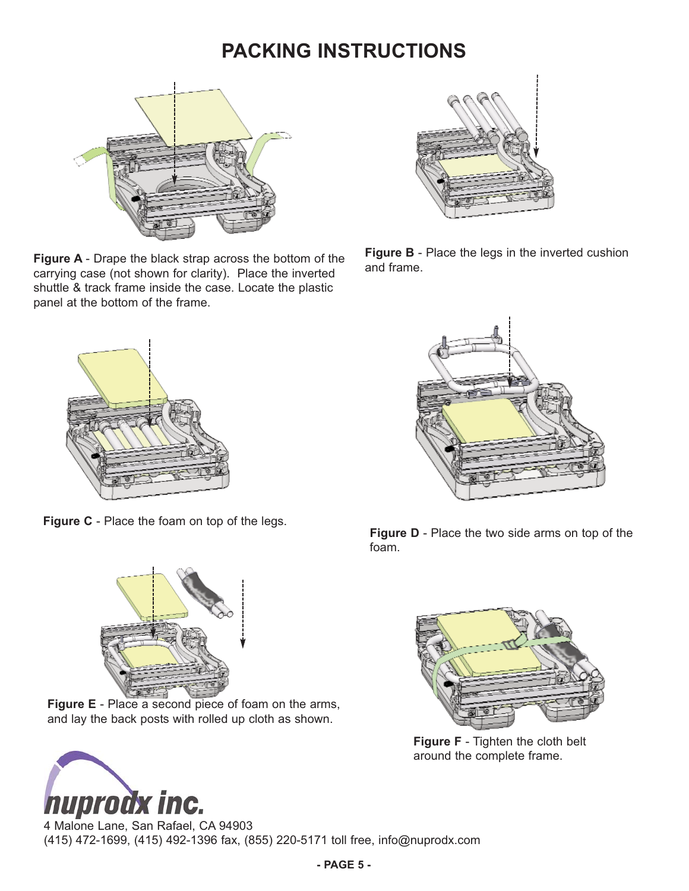# PACKING INSTRUCTIONS

**Figure A** - Drape the black strap across the bottom of the carrying case (not shown for clarity). Place the inverted shuttle & track frame inside the case. Locate the plastic panel at the bottom of the frame.

**Figure B** - Place the legs in the inverted cushion and frame.

**Figure C** - Place the foam on top of the legs.

**Figure D** - Place the two side arms on top of the foam.

**Figure E** - Place a second piece of foam on the arms, and lay the back posts with rolled up cloth as shown.

**Figure F** - Tighten the cloth belt around the complete frame.

**nuprodx inc.**

4 Malone Lane, San Rafael, CA 94903

(415) 472-1699, (415) 492-1396 fax, (855) 220-5171 toll free, info@nuprodx.com